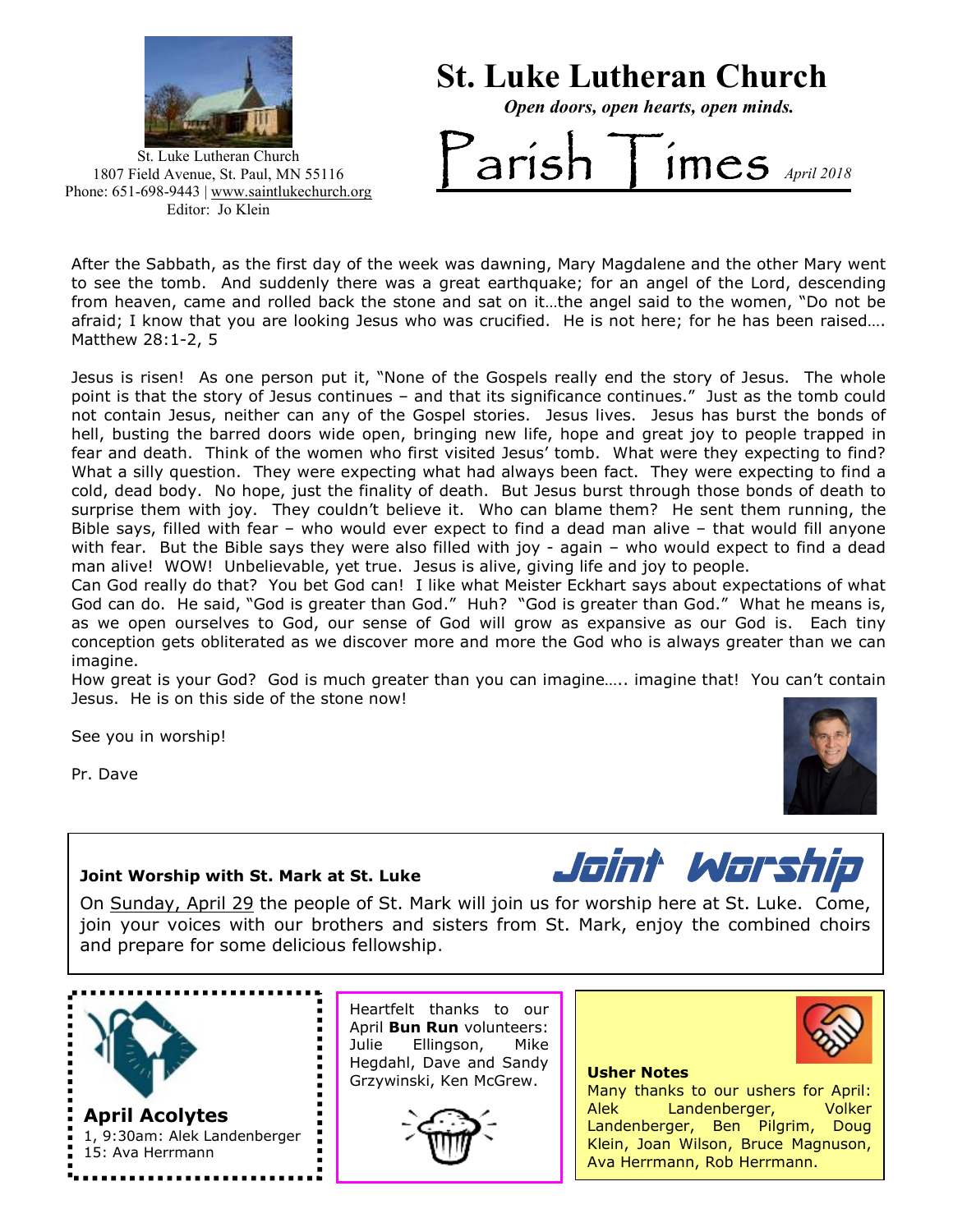St. Luke Lutheran Church
1807 Field Avenue, St. Paul, MN 55116
Phone: 651-698-9443 | www.saintlukechurch.org
Editor: Jo Klein

# St. Luke Lutheran Church

***Open doors, open hearts, open minds.***

# Parish Times

*April 2018*

After the Sabbath, as the first day of the week was dawning, Mary Magdalene and the other Mary went to see the tomb. And suddenly there was a great earthquake; for an angel of the Lord, descending from heaven, came and rolled back the stone and sat on it…the angel said to the women, "Do not be afraid; I know that you are looking Jesus who was crucified. He is not here; for he has been raised…. Matthew 28:1-2, 5

Jesus is risen! As one person put it, "None of the Gospels really end the story of Jesus. The whole point is that the story of Jesus continues – and that its significance continues." Just as the tomb could not contain Jesus, neither can any of the Gospel stories. Jesus lives. Jesus has burst the bonds of hell, busting the barred doors wide open, bringing new life, hope and great joy to people trapped in fear and death. Think of the women who first visited Jesus' tomb. What were they expecting to find? What a silly question. They were expecting what had always been fact. They were expecting to find a cold, dead body. No hope, just the finality of death. But Jesus burst through those bonds of death to surprise them with joy. They couldn't believe it. Who can blame them? He sent them running, the Bible says, filled with fear – who would ever expect to find a dead man alive – that would fill anyone with fear. But the Bible says they were also filled with joy - again – who would expect to find a dead man alive! WOW! Unbelievable, yet true. Jesus is alive, giving life and joy to people.

Can God really do that? You bet God can! I like what Meister Eckhart says about expectations of what God can do. He said, "God is greater than God." Huh? "God is greater than God." What he means is, as we open ourselves to God, our sense of God will grow as expansive as our God is. Each tiny conception gets obliterated as we discover more and more the God who is always greater than we can imagine.

How great is your God? God is much greater than you can imagine….. imagine that! You can't contain Jesus. He is on this side of the stone now!

See you in worship!

Pr. Dave

## Joint Worship

**Joint Worship with St. Mark at St. Luke**

On Sunday, April 29 the people of St. Mark will join us for worship here at St. Luke. Come, join your voices with our brothers and sisters from St. Mark, enjoy the combined choirs and prepare for some delicious fellowship.

### April Acolytes

1, 9:30am: Alek Landenberger
15: Ava Herrmann

Heartfelt thanks to our April **Bun Run** volunteers: Julie Ellingson, Mike Hegdahl, Dave and Sandy Grzywinski, Ken McGrew.

**Usher Notes**

Many thanks to our ushers for April: Alek Landenberger, Volker Landenberger, Ben Pilgrim, Doug Klein, Joan Wilson, Bruce Magnuson, Ava Herrmann, Rob Herrmann.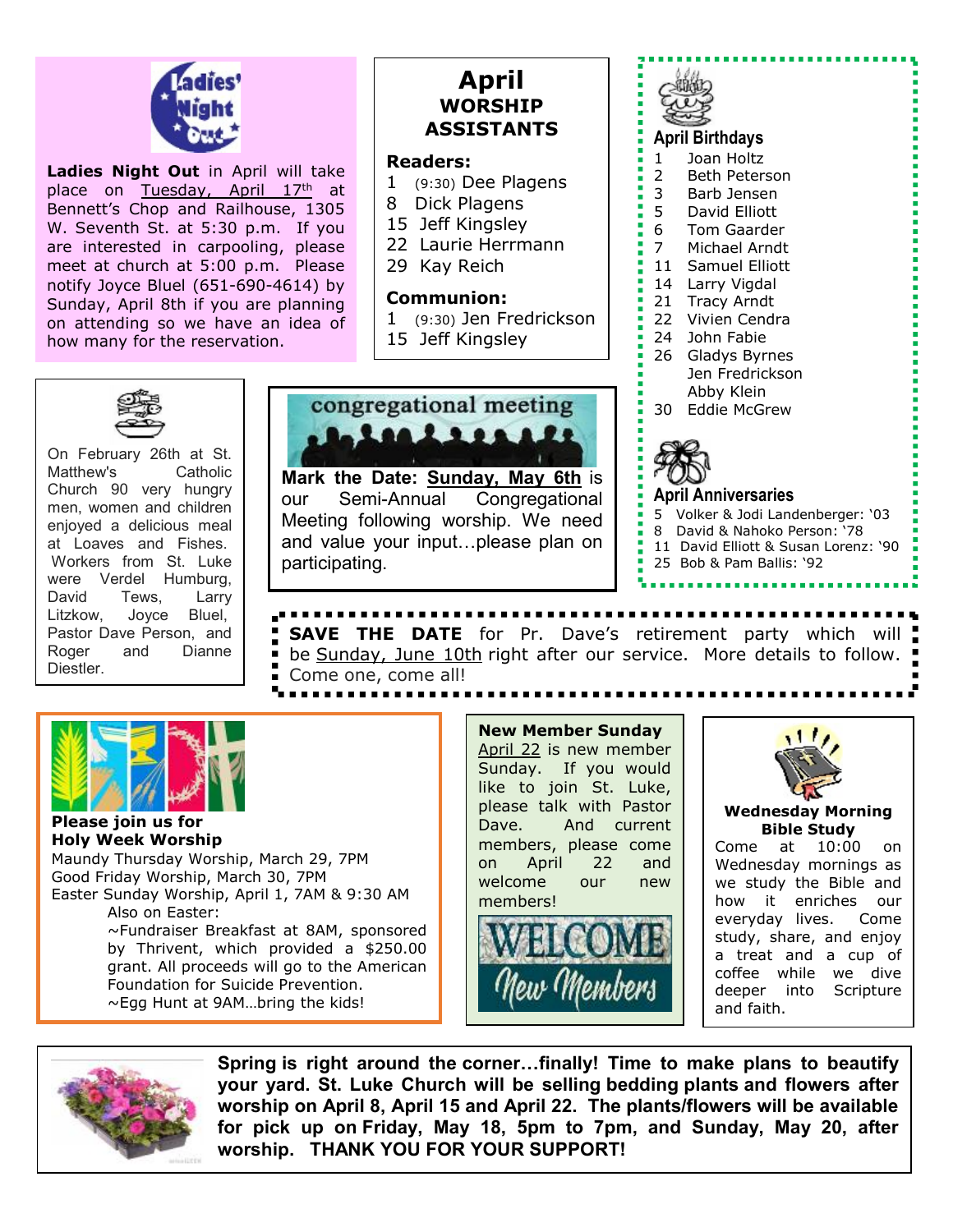## Ladies' Night Out

**Ladies Night Out** in April will take place on Tuesday, April 17th at Bennett's Chop and Railhouse, 1305 W. Seventh St. at 5:30 p.m. If you are interested in carpooling, please meet at church at 5:00 p.m. Please notify Joyce Bluel (651-690-4614) by Sunday, April 8th if you are planning on attending so we have an idea of how many for the reservation.

## April WORSHIP ASSISTANTS

**Readers:**

1 (9:30) Dee Plagens
8 Dick Plagens
15 Jeff Kingsley
22 Laurie Herrmann
29 Kay Reich

**Communion:**

1 (9:30) Jen Fredrickson
15 Jeff Kingsley

## April Birthdays

1 Joan Holtz
2 Beth Peterson
3 Barb Jensen
5 David Elliott
6 Tom Gaarder
7 Michael Arndt
11 Samuel Elliott
14 Larry Vigdal
21 Tracy Arndt
22 Vivien Cendra
24 John Fabie
26 Gladys Byrnes
Jen Fredrickson
Abby Klein
30 Eddie McGrew

## April Anniversaries

5 Volker & Jodi Landenberger: '03
8 David & Nahoko Person: '78
11 David Elliott & Susan Lorenz: '90
25 Bob & Pam Ballis: '92

On February 26th at St. Matthew's Catholic Church 90 very hungry men, women and children enjoyed a delicious meal at Loaves and Fishes. Workers from St. Luke were Verdel Humburg, David Tews, Larry Litzkow, Joyce Bluel, Pastor Dave Person, and Roger and Dianne Diestler.

## congregational meeting

**Mark the Date: Sunday, May 6th** is our Semi-Annual Congregational Meeting following worship. We need and value your input…please plan on participating.

**SAVE THE DATE** for Pr. Dave's retirement party which will be Sunday, June 10th right after our service. More details to follow. Come one, come all!

**Please join us for Holy Week Worship**

Maundy Thursday Worship, March 29, 7PM
Good Friday Worship, March 30, 7PM
Easter Sunday Worship, April 1, 7AM & 9:30 AM
Also on Easter:
~Fundraiser Breakfast at 8AM, sponsored by Thrivent, which provided a $250.00 grant. All proceeds will go to the American Foundation for Suicide Prevention.
~Egg Hunt at 9AM…bring the kids!

**New Member Sunday**

April 22 is new member Sunday. If you would like to join St. Luke, please talk with Pastor Dave. And current members, please come on April 22 and welcome our new members!

WELCOME New Members

**Wednesday Morning Bible Study**

Come at 10:00 on Wednesday mornings as we study the Bible and how it enriches our everyday lives. Come study, share, and enjoy a treat and a cup of coffee while we dive deeper into Scripture and faith.

**Spring is right around the corner…finally! Time to make plans to beautify your yard. St. Luke Church will be selling bedding plants and flowers after worship on April 8, April 15 and April 22. The plants/flowers will be available for pick up on Friday, May 18, 5pm to 7pm, and Sunday, May 20, after worship. THANK YOU FOR YOUR SUPPORT!**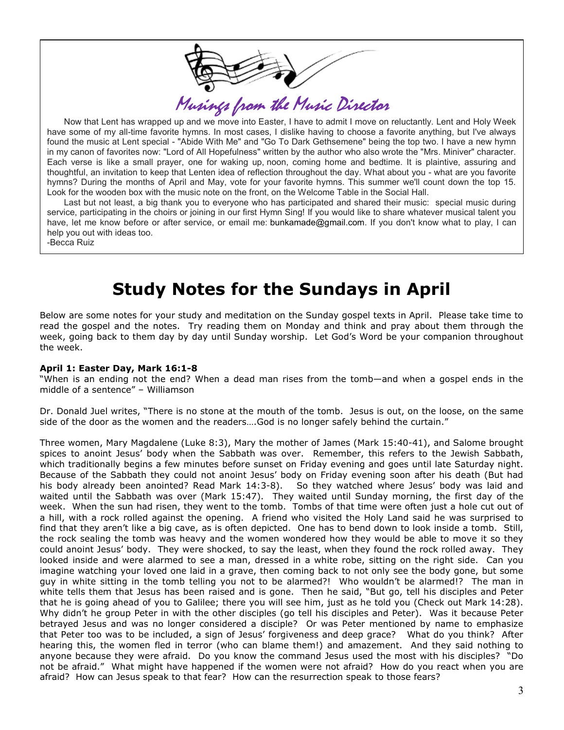## Musings from the Music Director

Now that Lent has wrapped up and we move into Easter, I have to admit I move on reluctantly. Lent and Holy Week have some of my all-time favorite hymns. In most cases, I dislike having to choose a favorite anything, but I've always found the music at Lent special - "Abide With Me" and "Go To Dark Gethsemene" being the top two. I have a new hymn in my canon of favorites now: "Lord of All Hopefulness" written by the author who also wrote the "Mrs. Miniver" character. Each verse is like a small prayer, one for waking up, noon, coming home and bedtime. It is plaintive, assuring and thoughtful, an invitation to keep that Lenten idea of reflection throughout the day. What about you - what are you favorite hymns? During the months of April and May, vote for your favorite hymns. This summer we'll count down the top 15. Look for the wooden box with the music note on the front, on the Welcome Table in the Social Hall.

Last but not least, a big thank you to everyone who has participated and shared their music: special music during service, participating in the choirs or joining in our first Hymn Sing! If you would like to share whatever musical talent you have, let me know before or after service, or email me: bunkamade@gmail.com. If you don't know what to play, I can help you out with ideas too.

-Becca Ruiz

# Study Notes for the Sundays in April

Below are some notes for your study and meditation on the Sunday gospel texts in April. Please take time to read the gospel and the notes. Try reading them on Monday and think and pray about them through the week, going back to them day by day until Sunday worship. Let God's Word be your companion throughout the week.

**April 1: Easter Day, Mark 16:1-8**

"When is an ending not the end? When a dead man rises from the tomb—and when a gospel ends in the middle of a sentence" – Williamson

Dr. Donald Juel writes, "There is no stone at the mouth of the tomb. Jesus is out, on the loose, on the same side of the door as the women and the readers….God is no longer safely behind the curtain."

Three women, Mary Magdalene (Luke 8:3), Mary the mother of James (Mark 15:40-41), and Salome brought spices to anoint Jesus' body when the Sabbath was over. Remember, this refers to the Jewish Sabbath, which traditionally begins a few minutes before sunset on Friday evening and goes until late Saturday night. Because of the Sabbath they could not anoint Jesus' body on Friday evening soon after his death (But had his body already been anointed? Read Mark 14:3-8). So they watched where Jesus' body was laid and waited until the Sabbath was over (Mark 15:47). They waited until Sunday morning, the first day of the week. When the sun had risen, they went to the tomb. Tombs of that time were often just a hole cut out of a hill, with a rock rolled against the opening. A friend who visited the Holy Land said he was surprised to find that they aren't like a big cave, as is often depicted. One has to bend down to look inside a tomb. Still, the rock sealing the tomb was heavy and the women wondered how they would be able to move it so they could anoint Jesus' body. They were shocked, to say the least, when they found the rock rolled away. They looked inside and were alarmed to see a man, dressed in a white robe, sitting on the right side. Can you imagine watching your loved one laid in a grave, then coming back to not only see the body gone, but some guy in white sitting in the tomb telling you not to be alarmed?! Who wouldn't be alarmed!? The man in white tells them that Jesus has been raised and is gone. Then he said, "But go, tell his disciples and Peter that he is going ahead of you to Galilee; there you will see him, just as he told you (Check out Mark 14:28). Why didn't he group Peter in with the other disciples (go tell his disciples and Peter). Was it because Peter betrayed Jesus and was no longer considered a disciple? Or was Peter mentioned by name to emphasize that Peter too was to be included, a sign of Jesus' forgiveness and deep grace? What do you think? After hearing this, the women fled in terror (who can blame them!) and amazement. And they said nothing to anyone because they were afraid. Do you know the command Jesus used the most with his disciples? "Do not be afraid." What might have happened if the women were not afraid? How do you react when you are afraid? How can Jesus speak to that fear? How can the resurrection speak to those fears?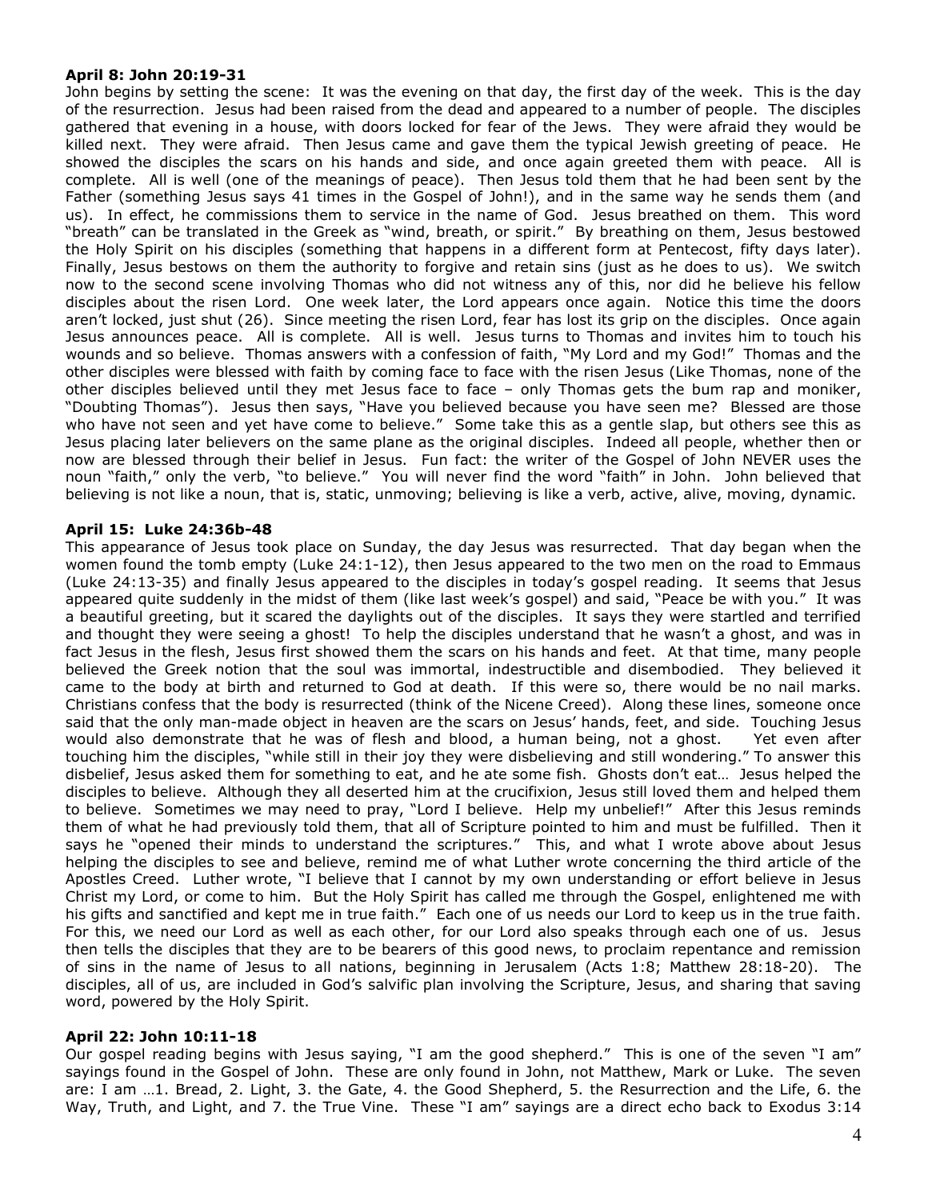**April 8: John 20:19-31**

John begins by setting the scene: It was the evening on that day, the first day of the week. This is the day of the resurrection. Jesus had been raised from the dead and appeared to a number of people. The disciples gathered that evening in a house, with doors locked for fear of the Jews. They were afraid they would be killed next. They were afraid. Then Jesus came and gave them the typical Jewish greeting of peace. He showed the disciples the scars on his hands and side, and once again greeted them with peace. All is complete. All is well (one of the meanings of peace). Then Jesus told them that he had been sent by the Father (something Jesus says 41 times in the Gospel of John!), and in the same way he sends them (and us). In effect, he commissions them to service in the name of God. Jesus breathed on them. This word "breath" can be translated in the Greek as "wind, breath, or spirit." By breathing on them, Jesus bestowed the Holy Spirit on his disciples (something that happens in a different form at Pentecost, fifty days later). Finally, Jesus bestows on them the authority to forgive and retain sins (just as he does to us). We switch now to the second scene involving Thomas who did not witness any of this, nor did he believe his fellow disciples about the risen Lord. One week later, the Lord appears once again. Notice this time the doors aren't locked, just shut (26). Since meeting the risen Lord, fear has lost its grip on the disciples. Once again Jesus announces peace. All is complete. All is well. Jesus turns to Thomas and invites him to touch his wounds and so believe. Thomas answers with a confession of faith, "My Lord and my God!" Thomas and the other disciples were blessed with faith by coming face to face with the risen Jesus (Like Thomas, none of the other disciples believed until they met Jesus face to face – only Thomas gets the bum rap and moniker, "Doubting Thomas"). Jesus then says, "Have you believed because you have seen me? Blessed are those who have not seen and yet have come to believe." Some take this as a gentle slap, but others see this as Jesus placing later believers on the same plane as the original disciples. Indeed all people, whether then or now are blessed through their belief in Jesus. Fun fact: the writer of the Gospel of John NEVER uses the noun "faith," only the verb, "to believe." You will never find the word "faith" in John. John believed that believing is not like a noun, that is, static, unmoving; believing is like a verb, active, alive, moving, dynamic.

**April 15: Luke 24:36b-48**

This appearance of Jesus took place on Sunday, the day Jesus was resurrected. That day began when the women found the tomb empty (Luke 24:1-12), then Jesus appeared to the two men on the road to Emmaus (Luke 24:13-35) and finally Jesus appeared to the disciples in today's gospel reading. It seems that Jesus appeared quite suddenly in the midst of them (like last week's gospel) and said, "Peace be with you." It was a beautiful greeting, but it scared the daylights out of the disciples. It says they were startled and terrified and thought they were seeing a ghost! To help the disciples understand that he wasn't a ghost, and was in fact Jesus in the flesh, Jesus first showed them the scars on his hands and feet. At that time, many people believed the Greek notion that the soul was immortal, indestructible and disembodied. They believed it came to the body at birth and returned to God at death. If this were so, there would be no nail marks. Christians confess that the body is resurrected (think of the Nicene Creed). Along these lines, someone once said that the only man-made object in heaven are the scars on Jesus' hands, feet, and side. Touching Jesus would also demonstrate that he was of flesh and blood, a human being, not a ghost. Yet even after touching him the disciples, "while still in their joy they were disbelieving and still wondering." To answer this disbelief, Jesus asked them for something to eat, and he ate some fish. Ghosts don't eat… Jesus helped the disciples to believe. Although they all deserted him at the crucifixion, Jesus still loved them and helped them to believe. Sometimes we may need to pray, "Lord I believe. Help my unbelief!" After this Jesus reminds them of what he had previously told them, that all of Scripture pointed to him and must be fulfilled. Then it says he "opened their minds to understand the scriptures." This, and what I wrote above about Jesus helping the disciples to see and believe, remind me of what Luther wrote concerning the third article of the Apostles Creed. Luther wrote, "I believe that I cannot by my own understanding or effort believe in Jesus Christ my Lord, or come to him. But the Holy Spirit has called me through the Gospel, enlightened me with his gifts and sanctified and kept me in true faith." Each one of us needs our Lord to keep us in the true faith. For this, we need our Lord as well as each other, for our Lord also speaks through each one of us. Jesus then tells the disciples that they are to be bearers of this good news, to proclaim repentance and remission of sins in the name of Jesus to all nations, beginning in Jerusalem (Acts 1:8; Matthew 28:18-20). The disciples, all of us, are included in God's salvific plan involving the Scripture, Jesus, and sharing that saving word, powered by the Holy Spirit.

**April 22: John 10:11-18**

Our gospel reading begins with Jesus saying, "I am the good shepherd." This is one of the seven "I am" sayings found in the Gospel of John. These are only found in John, not Matthew, Mark or Luke. The seven are: I am …1. Bread, 2. Light, 3. the Gate, 4. the Good Shepherd, 5. the Resurrection and the Life, 6. the Way, Truth, and Light, and 7. the True Vine. These "I am" sayings are a direct echo back to Exodus 3:14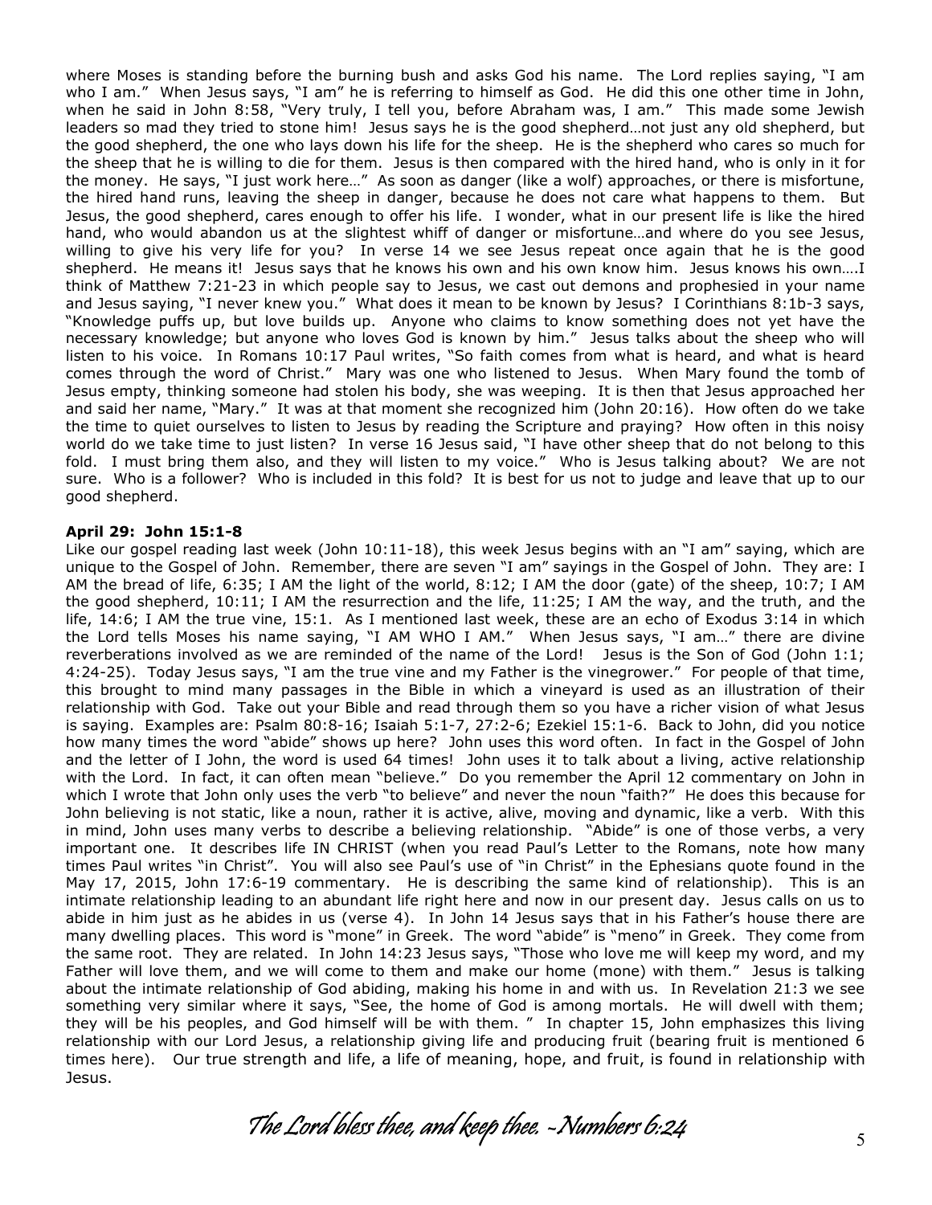where Moses is standing before the burning bush and asks God his name. The Lord replies saying, "I am who I am." When Jesus says, "I am" he is referring to himself as God. He did this one other time in John, when he said in John 8:58, "Very truly, I tell you, before Abraham was, I am." This made some Jewish leaders so mad they tried to stone him! Jesus says he is the good shepherd…not just any old shepherd, but the good shepherd, the one who lays down his life for the sheep. He is the shepherd who cares so much for the sheep that he is willing to die for them. Jesus is then compared with the hired hand, who is only in it for the money. He says, "I just work here…" As soon as danger (like a wolf) approaches, or there is misfortune, the hired hand runs, leaving the sheep in danger, because he does not care what happens to them. But Jesus, the good shepherd, cares enough to offer his life. I wonder, what in our present life is like the hired hand, who would abandon us at the slightest whiff of danger or misfortune…and where do you see Jesus, willing to give his very life for you? In verse 14 we see Jesus repeat once again that he is the good shepherd. He means it! Jesus says that he knows his own and his own know him. Jesus knows his own….I think of Matthew 7:21-23 in which people say to Jesus, we cast out demons and prophesied in your name and Jesus saying, "I never knew you." What does it mean to be known by Jesus? I Corinthians 8:1b-3 says, "Knowledge puffs up, but love builds up. Anyone who claims to know something does not yet have the necessary knowledge; but anyone who loves God is known by him." Jesus talks about the sheep who will listen to his voice. In Romans 10:17 Paul writes, "So faith comes from what is heard, and what is heard comes through the word of Christ." Mary was one who listened to Jesus. When Mary found the tomb of Jesus empty, thinking someone had stolen his body, she was weeping. It is then that Jesus approached her and said her name, "Mary." It was at that moment she recognized him (John 20:16). How often do we take the time to quiet ourselves to listen to Jesus by reading the Scripture and praying? How often in this noisy world do we take time to just listen? In verse 16 Jesus said, "I have other sheep that do not belong to this fold. I must bring them also, and they will listen to my voice." Who is Jesus talking about? We are not sure. Who is a follower? Who is included in this fold? It is best for us not to judge and leave that up to our good shepherd.

**April 29: John 15:1-8**

Like our gospel reading last week (John 10:11-18), this week Jesus begins with an "I am" saying, which are unique to the Gospel of John. Remember, there are seven "I am" sayings in the Gospel of John. They are: I AM the bread of life, 6:35; I AM the light of the world, 8:12; I AM the door (gate) of the sheep, 10:7; I AM the good shepherd, 10:11; I AM the resurrection and the life, 11:25; I AM the way, and the truth, and the life, 14:6; I AM the true vine, 15:1. As I mentioned last week, these are an echo of Exodus 3:14 in which the Lord tells Moses his name saying, "I AM WHO I AM." When Jesus says, "I am…" there are divine reverberations involved as we are reminded of the name of the Lord! Jesus is the Son of God (John 1:1; 4:24-25). Today Jesus says, "I am the true vine and my Father is the vinegrower." For people of that time, this brought to mind many passages in the Bible in which a vineyard is used as an illustration of their relationship with God. Take out your Bible and read through them so you have a richer vision of what Jesus is saying. Examples are: Psalm 80:8-16; Isaiah 5:1-7, 27:2-6; Ezekiel 15:1-6. Back to John, did you notice how many times the word "abide" shows up here? John uses this word often. In fact in the Gospel of John and the letter of I John, the word is used 64 times! John uses it to talk about a living, active relationship with the Lord. In fact, it can often mean "believe." Do you remember the April 12 commentary on John in which I wrote that John only uses the verb "to believe" and never the noun "faith?" He does this because for John believing is not static, like a noun, rather it is active, alive, moving and dynamic, like a verb. With this in mind, John uses many verbs to describe a believing relationship. "Abide" is one of those verbs, a very important one. It describes life IN CHRIST (when you read Paul's Letter to the Romans, note how many times Paul writes "in Christ". You will also see Paul's use of "in Christ" in the Ephesians quote found in the May 17, 2015, John 17:6-19 commentary. He is describing the same kind of relationship). This is an intimate relationship leading to an abundant life right here and now in our present day. Jesus calls on us to abide in him just as he abides in us (verse 4). In John 14 Jesus says that in his Father's house there are many dwelling places. This word is "mone" in Greek. The word "abide" is "meno" in Greek. They come from the same root. They are related. In John 14:23 Jesus says, "Those who love me will keep my word, and my Father will love them, and we will come to them and make our home (mone) with them." Jesus is talking about the intimate relationship of God abiding, making his home in and with us. In Revelation 21:3 we see something very similar where it says, "See, the home of God is among mortals. He will dwell with them; they will be his peoples, and God himself will be with them. " In chapter 15, John emphasizes this living relationship with our Lord Jesus, a relationship giving life and producing fruit (bearing fruit is mentioned 6 times here). Our true strength and life, a life of meaning, hope, and fruit, is found in relationship with Jesus.

*The Lord bless thee, and keep thee. ~Numbers 6:24*